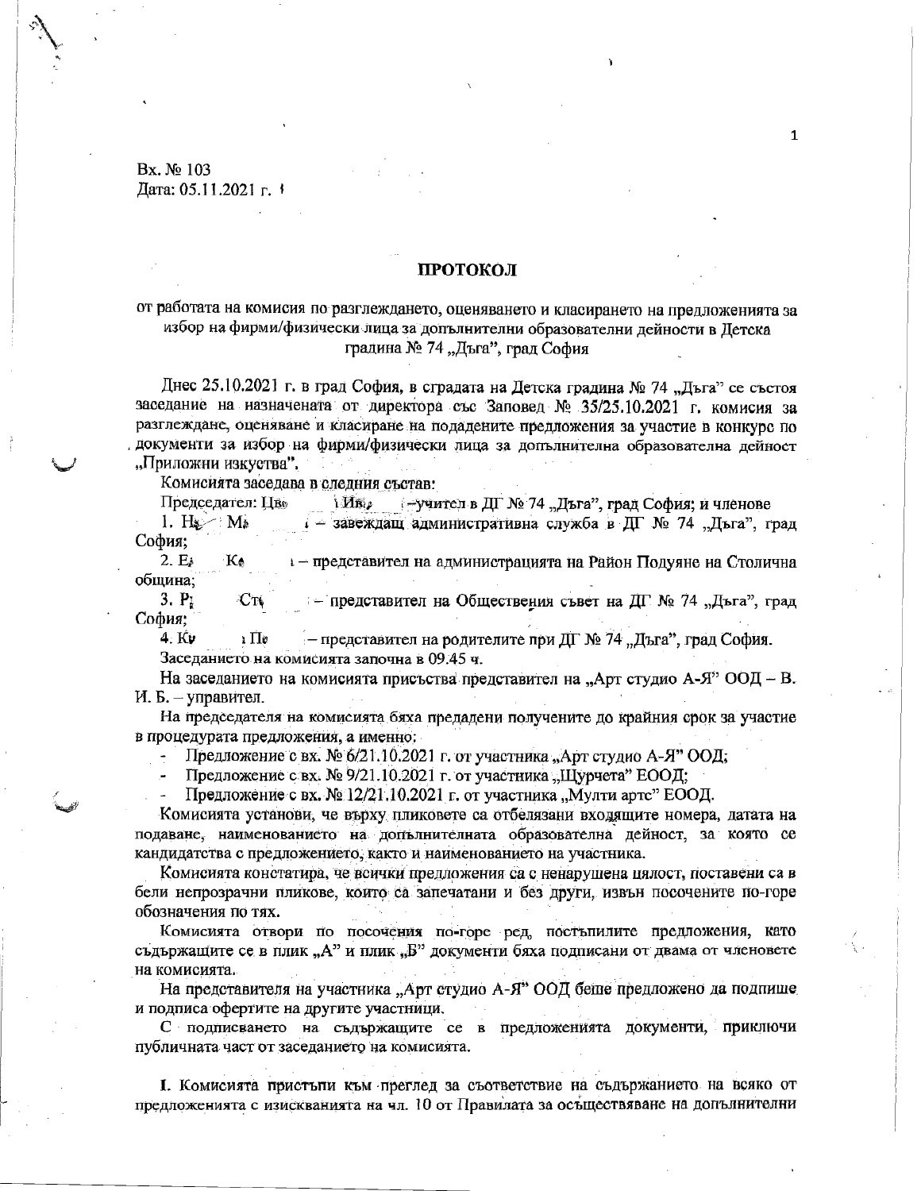Вх. № 103
Дата: 05.11.2021 г.

## ПРОТОКОЛ

от работата на комисия по разглеждането, оценяването и класирането на предложенията за избор на фирми/физически лица за допълнителни образователни дейности в Детска градина № 74 „Дъга", град София

Днес 25.10.2021 г. в град София, в сградата на Детска градина № 74 „Дъга" се състоя заседание на назначената от директора със Заповед № 35/25.10.2021 г. комисия за разглеждане, оценяване и класиране на подадените предложения за участие в конкурс по документи за избор на фирми/физически лица за допълнителна образователна дейност „Приложни изкуства".

Комисията заседава в следния състав:

Председател: Цв    Ив    – учител в ДГ № 74 „Дъга", град София; и членове

1. Н    М    – завеждащ административна служба в ДГ № 74 „Дъга", град София;

2. Е    К    – представител на администрацията на Район Подуяне на Столична община;

3. Р    Ст    – представител на Обществения съвет на ДГ № 74 „Дъга", град София;

4. Кр    П    – представител на родителите при ДГ № 74 „Дъга", град София.

Заседанието на комисията започна в 09.45 ч.

На заседанието на комисията присъства представител на „Арт студио А-Я" ООД – В. И. Б. – управител.

На председателя на комисията бяха предадени получените до крайния срок за участие в процедурата предложения, а именно:

- Предложение с вх. № 6/21.10.2021 г. от участника „Арт студио А-Я" ООД;
- Предложение с вх. № 9/21.10.2021 г. от участника „Щурчета" ЕООД;
- Предложение с вх. № 12/21.10.2021 г. от участника „Мулти артс" ЕООД.

Комисията установи, че върху пликовете са отбелязани входящите номера, датата на подаване, наименованието на допълнителната образователна дейност, за която се кандидатства с предложението, както и наименованието на участника.

Комисията констатира, че всички предложения са с ненарушена цялост, поставени са в бели непрозрачни пликове, които са запечатани и без други, извън посочените по-горе обозначения по тях.

Комисията отвори по посочения по-горе ред, постъпилите предложения, като съдържащите се в плик „А" и плик „Б" документи бяха подписани от двама от членовете на комисията.

На представителя на участника „Арт студио А-Я" ООД беше предложено да подпише и подписа офертите на другите участници.

С подписването на съдържащите се в предложенията документи, приключи публичната част от заседанието на комисията.

I. Комисията пристъпи към преглед за съответствие на съдържанието на всяко от предложенията с изискванията на чл. 10 от Правилата за осъществяване на допълнителни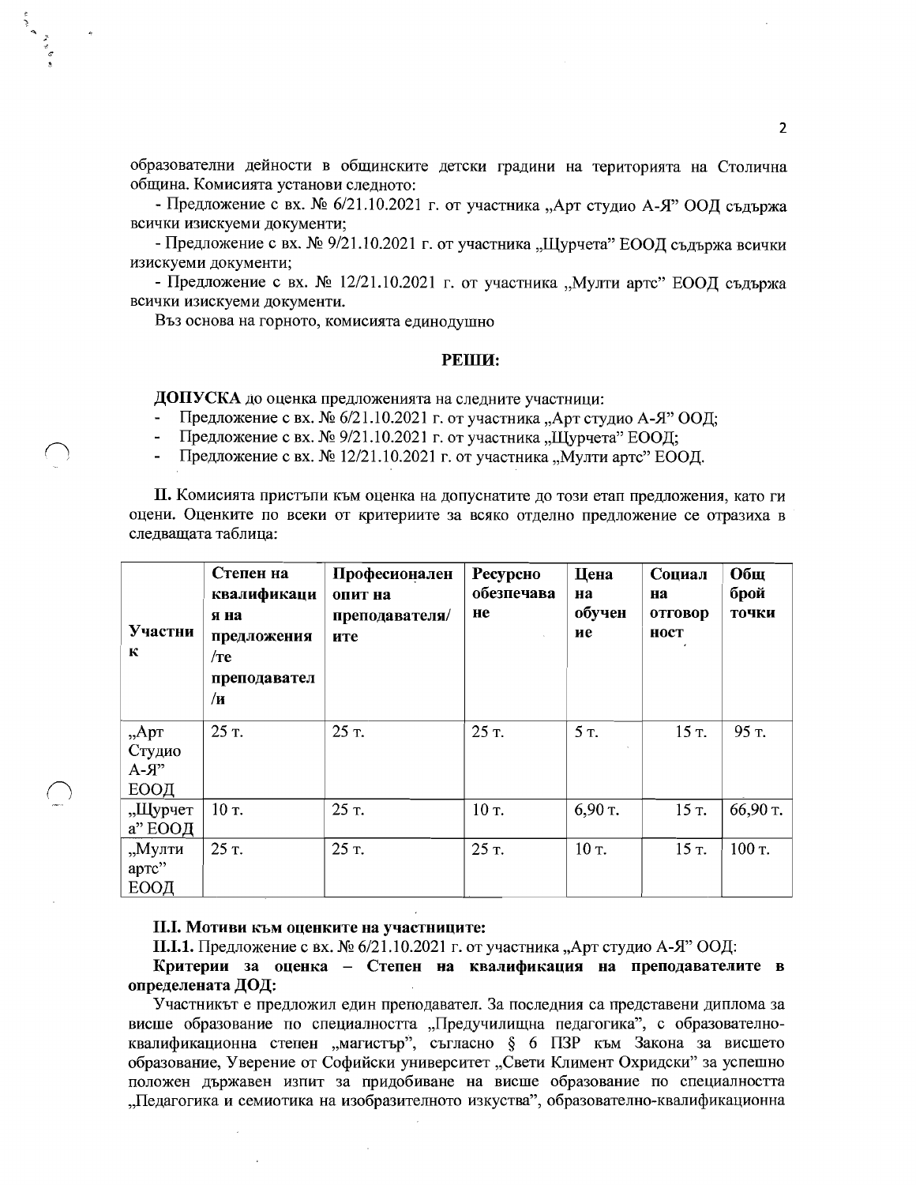образователни дейности в общинските детски градини на територията на Столична община. Комисията установи следното:

- Предложение с вх. № 6/21.10.2021 г. от участника „Арт студио А-Я" ООД съдържа всички изискуеми документи;

- Предложение с вх. № 9/21.10.2021 г. от участника „Щурчета" ЕООД съдържа всички изискуеми документи;

- Предложение с вх. № 12/21.10.2021 г. от участника „Мулти артс" ЕООД съдържа всички изискуеми документи.

Въз основа на горното, комисията единодушно

**РЕШИ:**

**ДОПУСКА** до оценка предложенията на следните участници:

- Предложение с вх. № 6/21.10.2021 г. от участника „Арт студио А-Я" ООД;
- Предложение с вх. № 9/21.10.2021 г. от участника „Щурчета" ЕООД;
- Предложение с вх. № 12/21.10.2021 г. от участника „Мулти артс" ЕООД.

**II.** Комисията пристъпи към оценка на допуснатите до този етап предложения, като ги оцени. Оценките по всеки от критериите за всяко отделно предложение се отразиха в следващата таблица:

| Участник | Степен на квалификация на предложения/те преподавател/и | Професионален опит на преподавателя/ите | Ресурсно обезпечаване | Цена на обучение | Социална отговорност | Общ брой точки |
|---|---|---|---|---|---|---|
| „Арт Студио А-Я" ЕООД | 25 т. | 25 т. | 25 т. | 5 т. | 15 т. | 95 т. |
| „Щурчета" ЕООД | 10 т. | 25 т. | 10 т. | 6,90 т. | 15 т. | 66,90 т. |
| „Мулти артс" ЕООД | 25 т. | 25 т. | 25 т. | 10 т. | 15 т. | 100 т. |

**II.I. Мотиви към оценките на участниците:**

**II.I.1.** Предложение с вх. № 6/21.10.2021 г. от участника „Арт студио А-Я" ООД:

**Критерии за оценка – Степен на квалификация на преподавателите в определената ДОД:**

Участникът е предложил един преподавател. За последния са представени диплома за висше образование по специалността „Предучилищна педагогика", с образователно-квалификационна степен „магистър", съгласно § 6 ПЗР към Закона за висшето образование, Уверение от Софийски университет „Свети Климент Охридски" за успешно положен държавен изпит за придобиване на висше образование по специалността „Педагогика и семиотика на изобразителното изкуство", образователно-квалификационна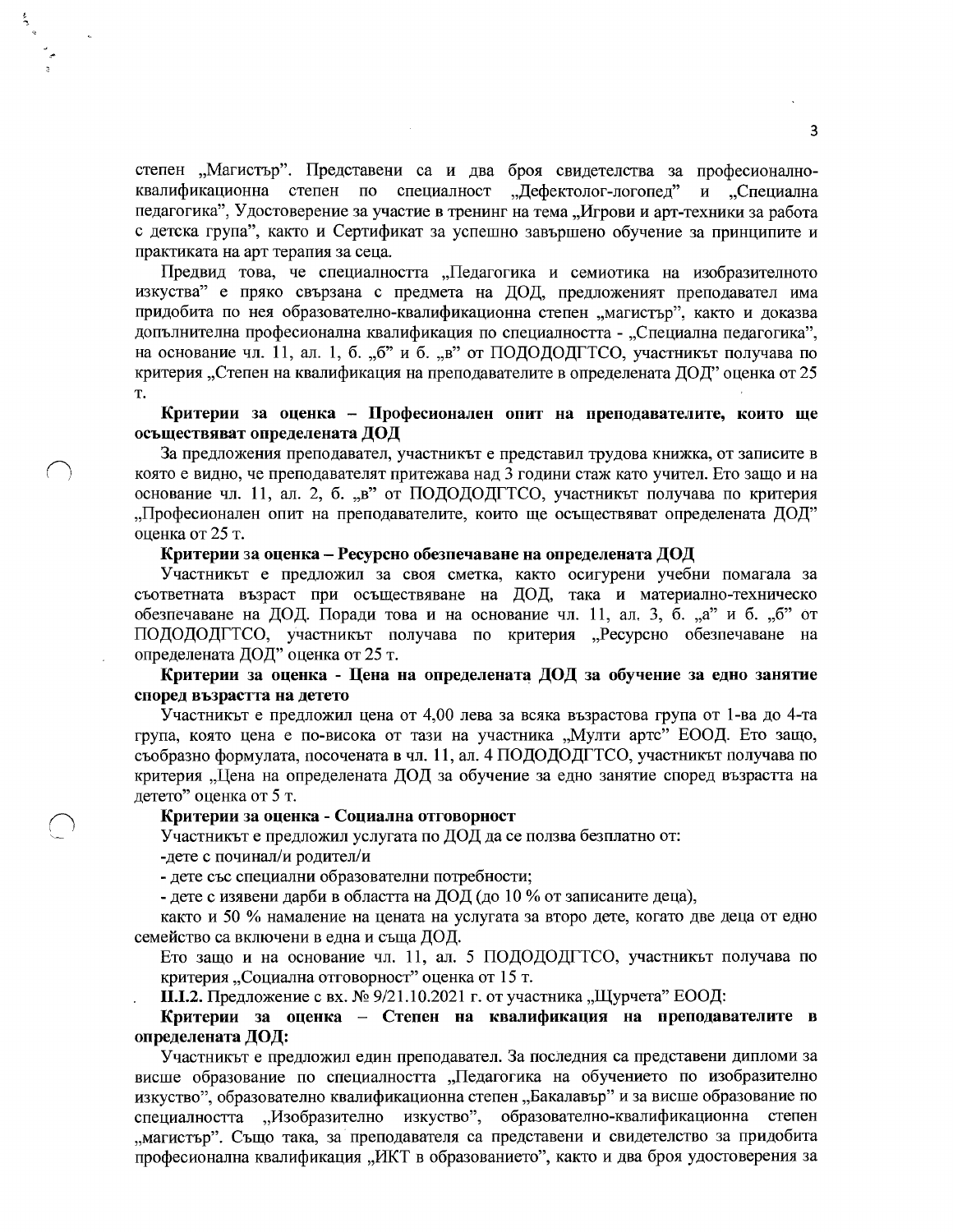степен „Магистър". Представени са и два броя свидетелства за професионално-квалификационна степен по специалност „Дефектолог-логопед" и „Специална педагогика", Удостоверение за участие в тренинг на тема „Игрови и арт-техники за работа с детска група", както и Сертификат за успешно завършено обучение за принципите и практиката на арт терапия за сеца.

Предвид това, че специалността „Педагогика и семиотика на изобразителното изкуства" е пряко свързана с предмета на ДОД, предложеният преподавател има придобита по нея образователно-квалификационна степен „магистър", както и доказва допълнителна професионална квалификация по специалността - „Специална педагогика", на основание чл. 11, ал. 1, б. „б" и б. „в" от ПОДОДОДГТСО, участникът получава по критерия „Степен на квалификация на преподавателите в определената ДОД" оценка от 25 т.

**Критерии за оценка – Професионален опит на преподавателите, които ще осъществяват определената ДОД**

За предложения преподавател, участникът е представил трудова книжка, от записите в която е видно, че преподавателят притежава над 3 години стаж като учител. Ето защо и на основание чл. 11, ал. 2, б. „в" от ПОДОДОДГТСО, участникът получава по критерия „Професионален опит на преподавателите, които ще осъществяват определената ДОД" оценка от 25 т.

**Критерии за оценка – Ресурсно обезпечаване на определената ДОД**

Участникът е предложил за своя сметка, както осигурени учебни помагала за съответната възраст при осъществяване на ДОД, така и материално-техническо обезпечаване на ДОД. Поради това и на основание чл. 11, ал. 3, б. „а" и б. „б" от ПОДОДОДГТСО, участникът получава по критерия „Ресурсно обезпечаване на определената ДОД" оценка от 25 т.

**Критерии за оценка - Цена на определената ДОД за обучение за едно занятие според възрастта на детето**

Участникът е предложил цена от 4,00 лева за всяка възрастова група от 1-ва до 4-та група, която цена е по-висока от тази на участника „Мулти артс" ЕООД. Ето защо, съобразно формулата, посочената в чл. 11, ал. 4 ПОДОДОДГТСО, участникът получава по критерия „Цена на определената ДОД за обучение за едно занятие според възрастта на детето" оценка от 5 т.

**Критерии за оценка - Социална отговорност**

Участникът е предложил услугата по ДОД да се ползва безплатно от:

-дете с починал/и родител/и

- дете със специални образователни потребности;

- дете с изявени дарби в областта на ДОД (до 10 % от записаните деца),

както и 50 % намаление на цената на услугата за второ дете, когато две деца от едно семейство са включени в една и съща ДОД.

Ето защо и на основание чл. 11, ал. 5 ПОДОДОДГТСО, участникът получава по критерия „Социална отговорност" оценка от 15 т.

**II.I.2.** Предложение с вх. № 9/21.10.2021 г. от участника „Щурчета" ЕООД:

**Критерии за оценка – Степен на квалификация на преподавателите в определената ДОД:**

Участникът е предложил един преподавател. За последния са представени дипломи за висше образование по специалността „Педагогика на обучението по изобразително изкуство", образователно квалификационна степен „Бакалавър" и за висше образование по специалността „Изобразително изкуство", образователно-квалификационна степен „магистър". Също така, за преподавателя са представени и свидетелство за придобита професионална квалификация „ИКТ в образованието", както и два броя удостоверения за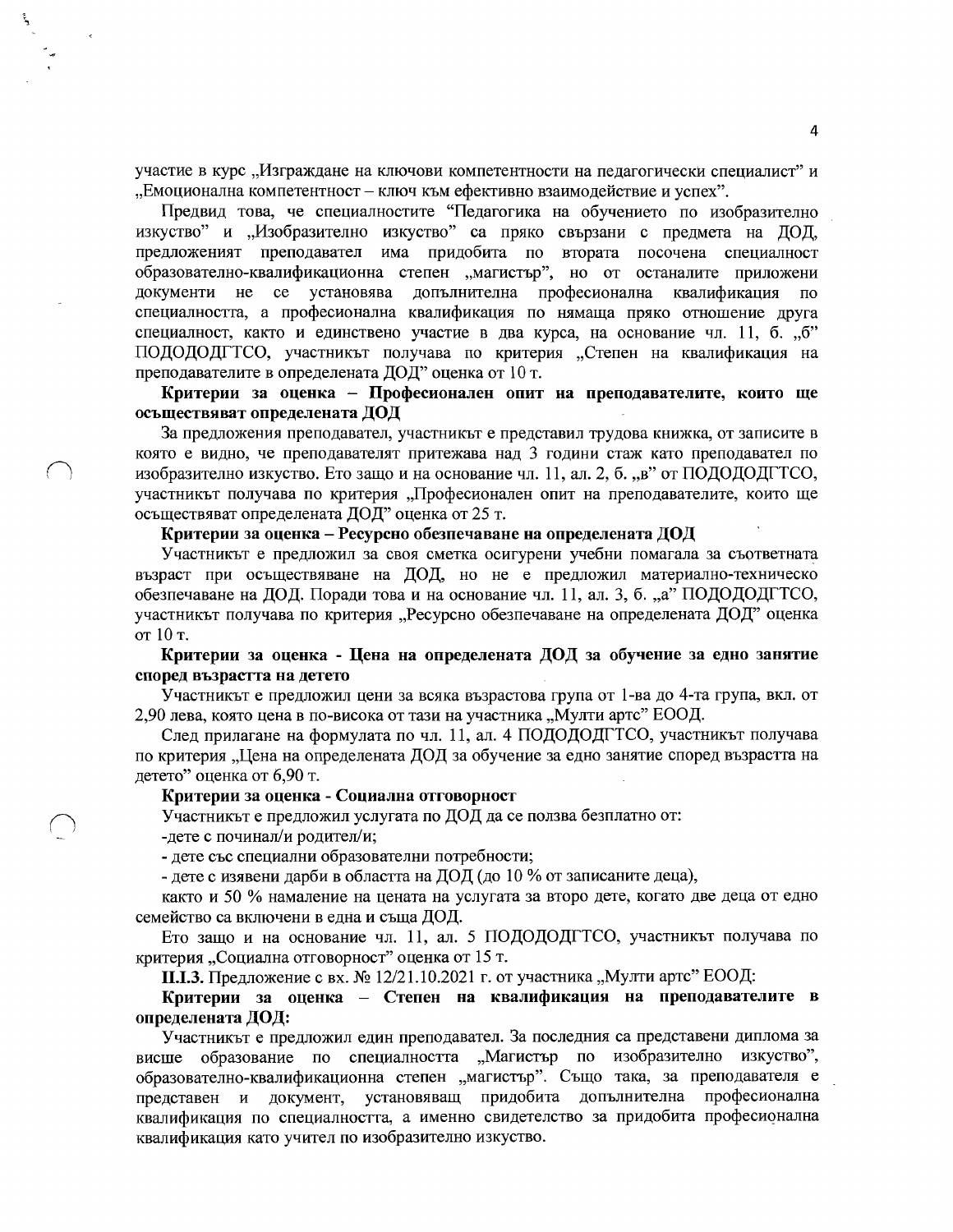участие в курс „Изграждане на ключови компетентности на педагогически специалист" и „Емоционална компетентност – ключ към ефективно взаимодействие и успех".

Предвид това, че специалностите "Педагогика на обучението по изобразително изкуство" и „Изобразително изкуство" са пряко свързани с предмета на ДОД, предложеният преподавател има придобита по втората посочена специалност образователно-квалификационна степен „магистър", но от останалите приложени документи не се установява допълнителна професионална квалификация по специалността, а професионална квалификация по нямаща пряко отношение друга специалност, както и единствено участие в два курса, на основание чл. 11, б. „б" ПОДОДОДГТСО, участникът получава по критерия „Степен на квалификация на преподавателите в определената ДОД" оценка от 10 т.

**Критерии за оценка – Професионален опит на преподавателите, които ще осъществяват определената ДОД**

За предложения преподавател, участникът е представил трудова книжка, от записите в която е видно, че преподавателят притежава над 3 години стаж като преподавател по изобразително изкуство. Ето защо и на основание чл. 11, ал. 2, б. „в" от ПОДОДОДГТСО, участникът получава по критерия „Професионален опит на преподавателите, които ще осъществяват определената ДОД" оценка от 25 т.

**Критерии за оценка – Ресурсно обезпечаване на определената ДОД**

Участникът е предложил за своя сметка осигурени учебни помагала за съответната възраст при осъществяване на ДОД, но не е предложил материално-техническо обезпечаване на ДОД. Поради това и на основание чл. 11, ал. 3, б. „а" ПОДОДОДГТСО, участникът получава по критерия „Ресурсно обезпечаване на определената ДОД" оценка от 10 т.

**Критерии за оценка - Цена на определената ДОД за обучение за едно занятие според възрастта на детето**

Участникът е предложил цени за всяка възрастова група от 1-ва до 4-та група, вкл. от 2,90 лева, която цена в по-висока от тази на участника „Мулти артс" ЕООД.

След прилагане на формулата по чл. 11, ал. 4 ПОДОДОДГТСО, участникът получава по критерия „Цена на определената ДОД за обучение за едно занятие според възрастта на детето" оценка от 6,90 т.

**Критерии за оценка - Социална отговорност**

Участникът е предложил услугата по ДОД да се ползва безплатно от:

-дете с починал/и родител/и;

- дете със специални образователни потребности;

- дете с изявени дарби в областта на ДОД (до 10 % от записаните деца),

както и 50 % намаление на цената на услугата за второ дете, когато две деца от едно семейство са включени в една и съща ДОД.

Ето защо и на основание чл. 11, ал. 5 ПОДОДОДГТСО, участникът получава по критерия „Социална отговорност" оценка от 15 т.

**II.1.3.** Предложение с вх. № 12/21.10.2021 г. от участника „Мулти артс" ЕООД:

**Критерии за оценка – Степен на квалификация на преподавателите в определената ДОД:**

Участникът е предложил един преподавател. За последния са представени диплома за висше образование по специалността „Магистър по изобразително изкуство", образователно-квалификационна степен „магистър". Също така, за преподавателя е представен и документ, установяващ придобита допълнителна професионална квалификация по специалността, а именно свидетелство за придобита професионална квалификация като учител по изобразително изкуство.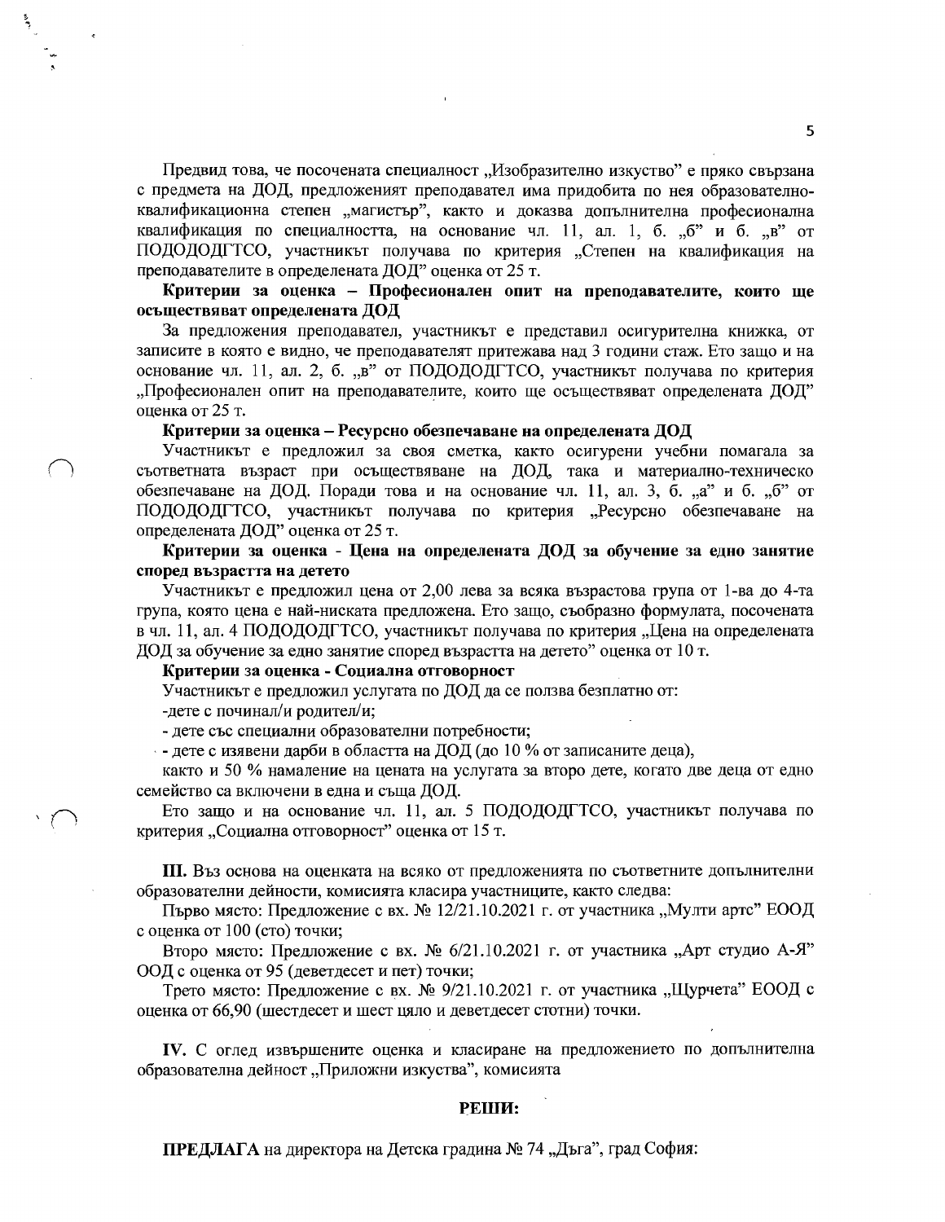Предвид това, че посочената специалност „Изобразително изкуство" е пряко свързана с предмета на ДОД, предложеният преподавател има придобита по нея образователно-квалификационна степен „магистър", както и доказва допълнителна професионална квалификация по специалността, на основание чл. 11, ал. 1, б. „б" и б. „в" от ПОДОДОДГТСО, участникът получава по критерия „Степен на квалификация на преподавателите в определената ДОД" оценка от 25 т.

**Критерии за оценка – Професионален опит на преподавателите, които ще осъществяват определената ДОД**

За предложения преподавател, участникът е представил осигурителна книжка, от записите в която е видно, че преподавателят притежава над 3 години стаж. Ето защо и на основание чл. 11, ал. 2, б. „в" от ПОДОДОДГТСО, участникът получава по критерия „Професионален опит на преподавателите, които ще осъществяват определената ДОД" оценка от 25 т.

**Критерии за оценка – Ресурсно обезпечаване на определената ДОД**

Участникът е предложил за своя сметка, както осигурени учебни помагала за съответната възраст при осъществяване на ДОД, така и материално-техническо обезпечаване на ДОД. Поради това и на основание чл. 11, ал. 3, б. „а" и б. „б" от ПОДОДОДГТСО, участникът получава по критерия „Ресурсно обезпечаване на определената ДОД" оценка от 25 т.

**Критерии за оценка - Цена на определената ДОД за обучение за едно занятие според възрастта на детето**

Участникът е предложил цена от 2,00 лева за всяка възрастова група от 1-ва до 4-та група, която цена е най-ниската предложена. Ето защо, съобразно формулата, посочената в чл. 11, ал. 4 ПОДОДОДГТСО, участникът получава по критерия „Цена на определената ДОД за обучение за едно занятие според възрастта на детето" оценка от 10 т.

**Критерии за оценка - Социална отговорност**

Участникът е предложил услугата по ДОД да се ползва безплатно от:

-дете с починал/и родител/и;

- дете със специални образователни потребности;

- дете с изявени дарби в областта на ДОД (до 10 % от записаните деца),

както и 50 % намаление на цената на услугата за второ дете, когато две деца от едно семейство са включени в една и съща ДОД.

Ето защо и на основание чл. 11, ал. 5 ПОДОДОДГТСО, участникът получава по критерия „Социална отговорност" оценка от 15 т.

**III.** Въз основа на оценката на всяко от предложенията по съответните допълнителни образователни дейности, комисията класира участниците, както следва:

Първо място: Предложение с вх. № 12/21.10.2021 г. от участника „Мулти артс" ЕООД с оценка от 100 (сто) точки;

Второ място: Предложение с вх. № 6/21.10.2021 г. от участника „Арт студио А-Я" ООД с оценка от 95 (деветдесет и пет) точки;

Трето място: Предложение с вх. № 9/21.10.2021 г. от участника „Щурчета" ЕООД с оценка от 66,90 (шестдесет и шест цяло и деветдесет стотни) точки.

**IV.** С оглед извършените оценка и класиране на предложението по допълнителна образователна дейност „Приложни изкуства", комисията

**РЕШИ:**

**ПРЕДЛАГА** на директора на Детска градина № 74 „Дъга", град София: